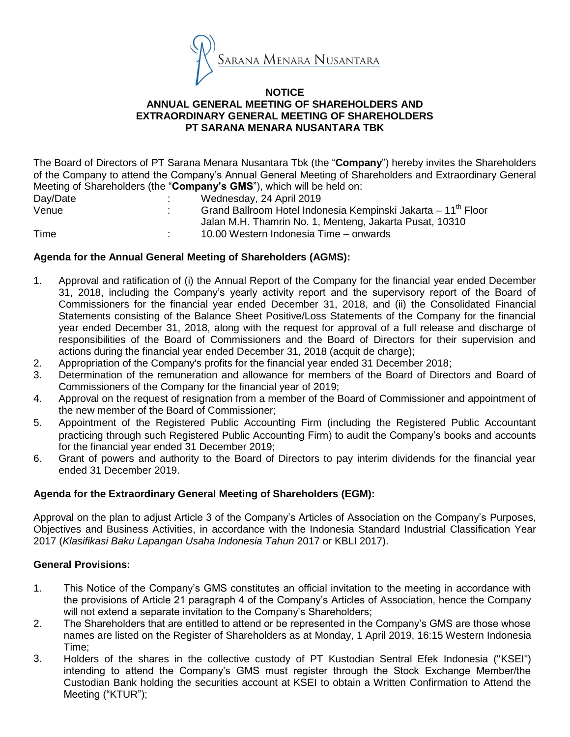SARANA MENARA NUSANTARA

**NOTICE**
**ANNUAL GENERAL MEETING OF SHAREHOLDERS AND EXTRAORDINARY GENERAL MEETING OF SHAREHOLDERS**
**PT SARANA MENARA NUSANTARA TBK**

The Board of Directors of PT Sarana Menara Nusantara Tbk (the "**Company**") hereby invites the Shareholders of the Company to attend the Company's Annual General Meeting of Shareholders and Extraordinary General Meeting of Shareholders (the "**Company's GMS**"), which will be held on:

| | | |
|---|---|---|
| Day/Date | : | Wednesday, 24 April 2019 |
| Venue | : | Grand Ballroom Hotel Indonesia Kempinski Jakarta – 11th Floor<br>Jalan M.H. Thamrin No. 1, Menteng, Jakarta Pusat, 10310 |
| Time | : | 10.00 Western Indonesia Time – onwards |

**Agenda for the Annual General Meeting of Shareholders (AGMS):**

1. Approval and ratification of (i) the Annual Report of the Company for the financial year ended December 31, 2018, including the Company's yearly activity report and the supervisory report of the Board of Commissioners for the financial year ended December 31, 2018, and (ii) the Consolidated Financial Statements consisting of the Balance Sheet Positive/Loss Statements of the Company for the financial year ended December 31, 2018, along with the request for approval of a full release and discharge of responsibilities of the Board of Commissioners and the Board of Directors for their supervision and actions during the financial year ended December 31, 2018 (acquit de charge);
2. Appropriation of the Company's profits for the financial year ended 31 December 2018;
3. Determination of the remuneration and allowance for members of the Board of Directors and Board of Commissioners of the Company for the financial year of 2019;
4. Approval on the request of resignation from a member of the Board of Commissioner and appointment of the new member of the Board of Commissioner;
5. Appointment of the Registered Public Accounting Firm (including the Registered Public Accountant practicing through such Registered Public Accounting Firm) to audit the Company's books and accounts for the financial year ended 31 December 2019;
6. Grant of powers and authority to the Board of Directors to pay interim dividends for the financial year ended 31 December 2019.

**Agenda for the Extraordinary General Meeting of Shareholders (EGM):**

Approval on the plan to adjust Article 3 of the Company's Articles of Association on the Company's Purposes, Objectives and Business Activities, in accordance with the Indonesia Standard Industrial Classification Year 2017 (*Klasifikasi Baku Lapangan Usaha Indonesia Tahun* 2017 or KBLI 2017).

**General Provisions:**

1. This Notice of the Company's GMS constitutes an official invitation to the meeting in accordance with the provisions of Article 21 paragraph 4 of the Company's Articles of Association, hence the Company will not extend a separate invitation to the Company's Shareholders;
2. The Shareholders that are entitled to attend or be represented in the Company's GMS are those whose names are listed on the Register of Shareholders as at Monday, 1 April 2019, 16:15 Western Indonesia Time;
3. Holders of the shares in the collective custody of PT Kustodian Sentral Efek Indonesia ("KSEI") intending to attend the Company's GMS must register through the Stock Exchange Member/the Custodian Bank holding the securities account at KSEI to obtain a Written Confirmation to Attend the Meeting ("KTUR");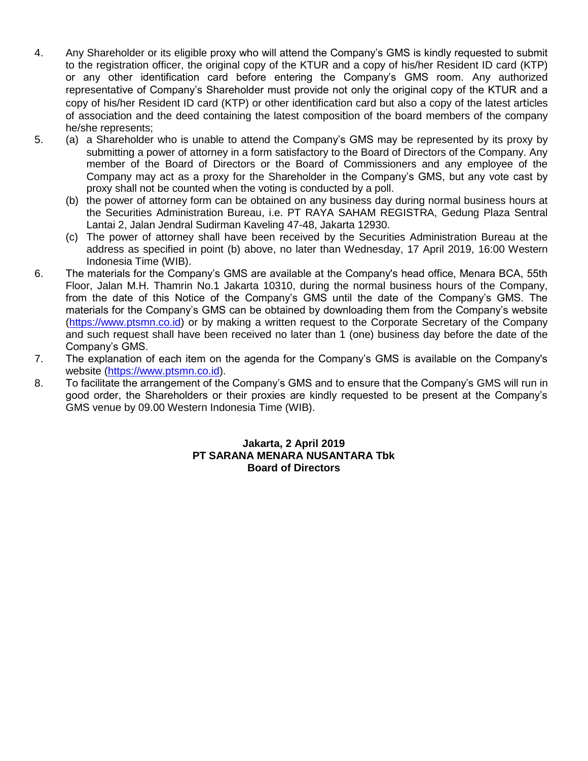4. Any Shareholder or its eligible proxy who will attend the Company's GMS is kindly requested to submit to the registration officer, the original copy of the KTUR and a copy of his/her Resident ID card (KTP) or any other identification card before entering the Company's GMS room. Any authorized representative of Company's Shareholder must provide not only the original copy of the KTUR and a copy of his/her Resident ID card (KTP) or other identification card but also a copy of the latest articles of association and the deed containing the latest composition of the board members of the company he/she represents;
5. (a) a Shareholder who is unable to attend the Company's GMS may be represented by its proxy by submitting a power of attorney in a form satisfactory to the Board of Directors of the Company. Any member of the Board of Directors or the Board of Commissioners and any employee of the Company may act as a proxy for the Shareholder in the Company's GMS, but any vote cast by proxy shall not be counted when the voting is conducted by a poll.
   (b) the power of attorney form can be obtained on any business day during normal business hours at the Securities Administration Bureau, i.e. PT RAYA SAHAM REGISTRA, Gedung Plaza Sentral Lantai 2, Jalan Jendral Sudirman Kaveling 47-48, Jakarta 12930.
   (c) The power of attorney shall have been received by the Securities Administration Bureau at the address as specified in point (b) above, no later than Wednesday, 17 April 2019, 16:00 Western Indonesia Time (WIB).
6. The materials for the Company's GMS are available at the Company's head office, Menara BCA, 55th Floor, Jalan M.H. Thamrin No.1 Jakarta 10310, during the normal business hours of the Company, from the date of this Notice of the Company's GMS until the date of the Company's GMS. The materials for the Company's GMS can be obtained by downloading them from the Company's website (https://www.ptsmn.co.id) or by making a written request to the Corporate Secretary of the Company and such request shall have been received no later than 1 (one) business day before the date of the Company's GMS.
7. The explanation of each item on the agenda for the Company's GMS is available on the Company's website (https://www.ptsmn.co.id).
8. To facilitate the arrangement of the Company's GMS and to ensure that the Company's GMS will run in good order, the Shareholders or their proxies are kindly requested to be present at the Company's GMS venue by 09.00 Western Indonesia Time (WIB).

**Jakarta, 2 April 2019**
**PT SARANA MENARA NUSANTARA Tbk**
**Board of Directors**